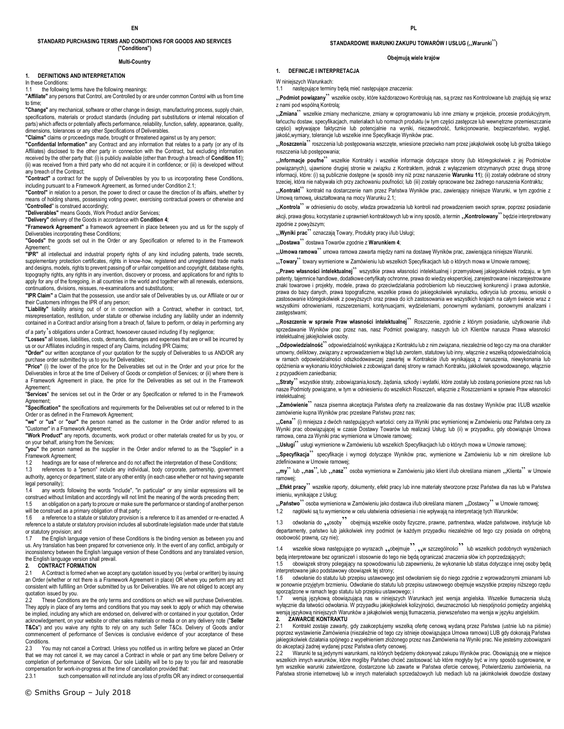EN

# STANDARD PURCHASING TERMS AND CONDITIONS FOR GOODS AND SERVICES ("Conditions")

**Multi-Country**

## 1. DEFINITIONS AND INTERPRETATION

In these Conditions:

1.1 the following terms have the following meanings:

**"Affiliate"** any persons that Control, are Controlled by or are under common Control with us from time to time;

**"Change"** any mechanical, software or other change in design, manufacturing process, supply chain, specifications, materials or product standards (including part substitutions or internal relocation of parts) which affects or potentially affects performance, reliability, function, safety, appearance, quality, dimensions, tolerances or any other Specifications of Deliverables.

**"Claims"** claims or proceedings made, brought or threatened against us by any person;

**"Confidential Information"** any Contract and any information that relates to a party (or any of its Affiliates) disclosed to the other party in connection with the Contract, but excluding information received by the other party that: (i) is publicly available (other than through a breach of **Condition 11**); (ii) was received from a third party who did not acquire it in confidence; or (iii) is developed without any breach of the Contract;

**"Contract"** a contract for the supply of Deliverables by you to us incorporating these Conditions, including pursuant to a Framework Agreement, as formed under Condition 2.1;

**"Control"** in relation to a person, the power to direct or cause the direction of its affairs, whether by means of holding shares, possessing voting power, exercising contractual powers or otherwise and "**Controlled**" is construed accordingly;

**"Deliverables"** means Goods, Work Product and/or Services;

**"Delivery"** delivery of the Goods in accordance with **Condition 4**;

**"Framework Agreement"** a framework agreement in place between you and us for the supply of Deliverables incorporating these Conditions;

**"Goods"** the goods set out in the Order or any Specification or referred to in the Framework Agreement;

**"IPR"** all intellectual and industrial property rights of any kind including patents, trade secrets, supplementary protection certificates, rights in know-how, registered and unregistered trade marks and designs, models, rights to prevent passing off or unfair competition and copyright, database rights, topography rights, any rights in any invention, discovery or process, and applications for and rights to apply for any of the foregoing, in all countries in the world and together with all renewals, extensions, continuations, divisions, reissues, re-examinations and substitutions;

**"IPR Claim"** a Claim that the possession, use and/or sale of Deliverables by us, our Affiliate or our or their Customers infringes the IPR of any person;

**"Liability"** liability arising out of or in connection with a Contract, whether in contract, tort, misrepresentation, restitution, under statute or otherwise including any liability under an indemnity contained in a Contract and/or arising from a breach of, failure to perform, or delay in performing any of a party's obligations under a Contract, howsoever caused including if by negligence;

**"Losses"** all losses, liabilities, costs, demands, damages and expenses that are or will be incurred by us or our Affiliates including in respect of any Claims, including IPR Claims;

**"Order"** our written acceptance of your quotation for the supply of Deliverables to us AND/OR any purchase order submitted by us to you for Deliverables;

**"Price"** (i) the lower of the price for the Deliverables set out in the Order and your price for the Deliverables in force at the time of Delivery of Goods or completion of Services; or (ii) where there is a Framework Agreement in place, the price for the Deliverables as set out in the Framework Agreement;

**"Services"** the services set out in the Order or any Specification or referred to in the Framework Agreement;

**"Specification"** the specifications and requirements for the Deliverables set out or referred to in the Order or as defined in the Framework Agreement;

**"we"** or **"us"** or **"our"** the person named as the customer in the Order and/or referred to as "Customer" in a Framework Agreement;

**"Work Product"** any reports, documents, work product or other materials created for us by you, or on your behalf, arising from the Services;

**"you"** the person named as the supplier in the Order and/or referred to as the "Supplier" in a Framework Agreement;

1.2 headings are for ease of reference and do not affect the interpretation of these Conditions;

1.3 references to a "person" include any individual, body corporate, partnership, government authority, agency or department, state or any other entity (in each case whether or not having separate legal personality);

1.4 any words following the words "include", "in particular" or any similar expressions will be construed without limitation and accordingly will not limit the meaning of the words preceding them;

1.5 an obligation on a party to procure or make sure the performance or standing of another person will be construed as a primary obligation of that party;

1.6 a reference to a statute or statutory provision is a reference to it as amended or re-enacted. A reference to a statute or statutory provision includes all subordinate legislation made under that statute or statutory provision; and

1.7 the English language version of these Conditions is the binding version as between you and us. Any translation has been prepared for convenience only. In the event of any conflict, ambiguity or inconsistency between the English language version of these Conditions and any translated version, the English language version shall prevail.

## 2. CONTRACT FORMATION

2.1 A Contract is formed when we accept any quotation issued by you (verbal or written) by issuing an Order (whether or not there is a Framework Agreement in place) OR where you perform any act consistent with fulfilling an Order submitted by us for Deliverables. We are not obliged to accept any quotation issued by you.

2.2 These Conditions are the only terms and conditions on which we will purchase Deliverables. They apply in place of any terms and conditions that you may seek to apply or which may otherwise be implied, including any which are endorsed on, delivered with or contained in your quotation, Order acknowledgement, on your website or other sales materials or media or on any delivery note ("**Seller T&Cs**") and you waive any rights to rely on any such Seller T&Cs. Delivery of Goods and/or commencement of performance of Services is conclusive evidence of your acceptance of these Conditions.

2.3 You may not cancel a Contract. Unless you notified us in writing before we placed an Order that we may not cancel it, we may cancel a Contract in whole or part any time before Delivery or completion of performance of Services. Our sole Liability will be to pay to you fair and reasonable compensation for work-in-progress at the time of cancellation provided that:

2.3.1 such compensation will not include any loss of profits OR any indirect or consequential

© Smiths Group – July 2018

PL

# STANDARDOWE WARUNKI ZAKUPU TOWARÓW I USŁUG („Warunki")

**Obejmują wiele krajów**

## 1. DEFINICJE I INTERPRETACJA

W niniejszych Warunkach:

1.1 następujące terminy będą mieć następujące znaczenia:

**„Podmiot powiązany"** wszelkie osoby, które każdorazowo Kontrolują nas, są przez nas Kontrolowane lub znajdują się wraz z nami pod wspólną Kontrolą;

**„Zmiana"** wszelkie zmiany mechaniczne, zmiany w oprogramowaniu lub inne zmiany w projekcie, procesie produkcyjnym, łańcuchu dostaw, specyfikacjach, materiałach lub normach produktu (w tym części zastępcze lub wewnętrzne przemieszczanie części) wpływające faktycznie lub potencjalnie na wyniki, niezawodność, funkcjonowanie, bezpieczeństwo, wygląd, jakość,wymiary, tolerancje lub wszelkie inne Specyfikacje Wyników prac.

**„Roszczenia"** roszczenia lub postępowania wszczęte, wniesione przeciwko nam przez jakąkolwiek osobę lub groźba takiego roszczenia lub postępowania;

**„Informacje poufne"** wszelkie Kontrakty i wszelkie informacje dotyczące strony (lub któregokolwiek z jej Podmiotów powiązanych), ujawnione drugiej stronie w związku z Kontraktem, jednak z wyłączeniem otrzymanych przez drugą stronę informacji, które: (i) są publicznie dostępne (w sposób inny niż przez naruszenie **Warunku 11**); (ii) zostały odebrane od strony trzeciej, która nie nabywała ich przy zachowaniu poufności; lub (iii) zostały opracowane bez żadnego naruszenia Kontraktu;

**„Kontrakt"** kontrakt na dostarczenie nam przez Państwa Wyników prac, zawierający niniejsze Warunki, w tym zgodnie z Umową ramową, ukształtowaną na mocy Warunku 2.1;

**„Kontrola"** w odniesieniu do osoby, władza prowadzenia lub kontroli nad prowadzeniem swoich spraw, poprzez posiadanie akcji, prawa głosu, korzystanie z uprawnień kontraktowych lub w inny sposób, a termin **„Kontrolowany"** będzie interpretowany zgodnie z powyższym;

**„Wyniki prac"** oznaczają Towary, Produkty pracy i/lub Usługi;

**„Dostawa"** dostawa Towarów zgodnie z **Warunkiem 4**;

**„Umowa ramowa"** umowa ramowa zawarta między nami na dostawę Wyników prac, zawierająca niniejsze Warunki.

**„Towary"** towary wymienione w Zamówieniu lub wszelkich Specyfikacjach lub o których mowa w Umowie ramowej;

**„Prawo własności intelektualnej"** wszystkie prawa własności intelektualnej i przemysłowej jakiegokolwiek rodzaju, w tym patenty, tajemnice handlowe, dodatkowe certyfikaty ochronne, prawa do wiedzy eksperckiej, zarejestrowane i niezarejestrowane znaki towarowe i projekty, modele, prawa do przeciwdziałania podrobieniom lub nieuczciwej konkurencji i prawa autorskie, prawa do bazy danych, prawa topograficzne, wszelkie prawa do jakiegokolwiek wynalazku, odkrycia lub procesu, wnioski o zastosowanie któregokolwiek z powyższych oraz prawa do ich zastosowania we wszystkich krajach na całym świecie wraz z wszystkimi odnowieniami, rozszerzeniami, kontynuacjami, wydzieleniami, ponownymi wydaniami, ponownymi analizami i zastępstwami;

**„Roszczenie w sprawie Praw własności intelektualnej"** Roszczenie, zgodnie z którym posiadanie, użytkowanie i/lub sprzedawanie Wyników prac przez nas, nasz Podmiot powiązany, naszych lub ich Klientów narusza Prawa własności intelektualnej jakiejkolwiek osoby.

**„Odpowiedzialność"** odpowiedzialność wynikająca z Kontraktu lub z nim związana, niezależnie od tego czy ma ona charakter umowny, deliktowy, związany z wprowadzeniem w błąd lub zwrotem, statutowy lub inny, włącznie z wszelką odpowiedzialnością w ramach odpowiedzialności odszkodowawczej zawartej w Kontrakcie i/lub wynikającą z naruszenia, niewykonania lub opóźnienia w wykonaniu którychkolwiek z zobowiązań danej strony w ramach Kontraktu, jakkolwiek spowodowanego, włącznie z przypadkiem zaniedbania;

**„Straty"** wszystkie straty, zobowiązania,koszty, żądania, szkody i wydatki, które zostały lub zostaną poniesione przez nas lub nasze Podmioty powiązane, w tym w odniesieniu do wszelkich Roszczeń, włącznie z Roszczeniami w sprawie Praw własności intelektualnej;

**„Zamówienie"** nasza pisemna akceptacja Państwa oferty na zrealizowanie dla nas dostawy Wyników prac I/LUB wszelkie zamówienie kupna Wyników prac przesłane Państwu przez nas;

**„Cena"** (i) mniejsza z dwóch następujących wartości: ceny za Wyniki prac wymienionej w Zamówieniu oraz Państwa ceny za Wyniki prac obowiązującej w czasie Dostawy Towarów lub realizacji Usług; lub (ii) w przypadku, gdy obowiązuje Umowa ramowa, cena za Wyniki prac wymieniona w Umowie ramowej;

**„Usługi"** usługi wymienione w Zamówieniu lub wszelkich Specyfikacjach lub o których mowa w Umowie ramowej;

**„Specyfikacja"** specyfikacje i wymogi dotyczące Wyników prac, wymienione w Zamówieniu lub w nim określone lub zdefiniowane w Umowie ramowej;

**„my"** lub **„nas"**, lub **„nasz"** osoba wymieniona w Zamówieniu jako klient i/lub określana mianem **„Klienta"** w Umowie ramowej;

**„Efekt pracy"** wszelkie raporty, dokumenty, efekt pracy lub inne materiały stworzone przez Państwa dla nas lub w Państwa imieniu, wynikające z Usług;

**„Państwo"** osoba wymieniona w Zamówieniu jako dostawca i/lub określana mianem **„Dostawcy"** w Umowie ramowej;

1.2 nagłówki są tu wymienione w celu ułatwienia odniesienia i nie wpływają na interpretację tych Warunków;

1.3 odwołania do „osoby" obejmują wszelkie osoby fizyczne, prawne, partnerstwa, władze państwowe, instytucje lub departamenty, państwo lub jakikolwiek inny podmiot (w każdym przypadku niezależnie od tego czy posiada on odrębną osobowość prawną, czy nie);

1.4 wszelkie słowa następujące po wyrazach „obejmuje", „w szczególności" lub wszelkich podobnych wyrażeniach będą interpretowane bez ograniczeń i stosownie do tego nie będą ograniczać znaczenia słów ich poprzedzających;

1.5 obowiązek strony polegający na spowodowaniu lub zapewnieniu, że wykonanie lub status dotyczące innej osoby będą interpretowane jako podstawowy obowiązek tej strony;

1.6 odwołanie do statutu lub przepisu ustawowego jest odwołaniem się do niego zgodnie z wprowadzonymi zmianami lub w ponownie przyjętym brzmieniu. Odwołanie do statutu lub przepisu ustawowego obejmuje wszystkie przepisy niższego rzędu sporządzone w ramach tego statutu lub przepisu ustawowego; i

1.7 wersją językową obowiązującą nas w niniejszych Warunkach jest wersja angielska. Wszelkie tłumaczenia służą wyłącznie dla łatwości odwołania. W przypadku jakiejkolwiek kolizyjności, dwuznaczności lub niespójności pomiędzy angielską wersją językową niniejszych Warunków a jakąkolwiek wersją tłumaczenia, pierwszeństwo ma wersja w języku angielskim.

## 2. ZAWARCIE KONTRAKTU

2.1 Kontrakt zostaje zawarty, gdy zaakceptujemy wszelką ofertę cenową wydaną przez Państwa (ustnie lub na piśmie) poprzez wystawienie Zamówienia (niezależnie od tego czy istnieje obowiązująca Umowa ramowa) LUB gdy dokonają Państwa jakiegokolwiek działania spójnego z wypełnieniem złożonego przez nas Zamówienia na Wyniki prac. Nie jesteśmy zobowiązani do akceptacji żadnej wydanej przez Państwa oferty cenowej.

2.2 Warunki te są jedynymi warunkami, na których będziemy dokonywać zakupu Wyników prac. Obowiązują one w miejsce wszelkich innych warunków, które mogliby Państwo chcieć zastosować lub które mogłyby być w inny sposób sugerowane, w tym wszelkie warunki zatwierdzone, dostarczone lub zawarte w Państwa ofercie cenowej, Potwierdzeniu zamówienia, na Państwa stronie internetowej lub w innych materiałach sprzedażowych lub mediach lub na jakimkolwiek dowodzie dostawy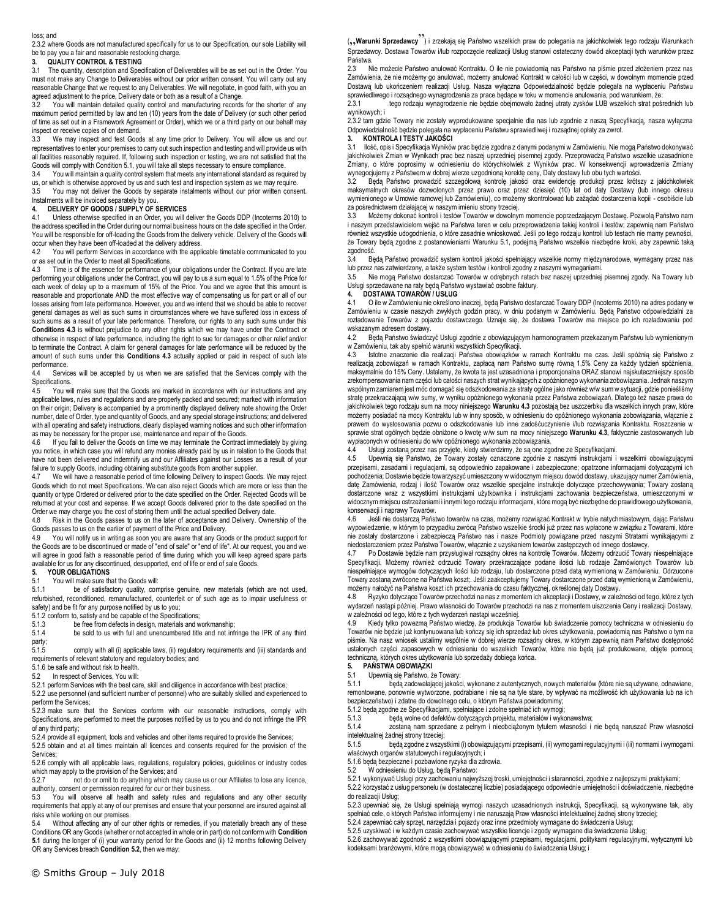loss; and

2.3.2 where Goods are not manufactured specifically for us to our Specification, our sole Liability will be to pay you a fair and reasonable restocking charge.

**3. QUALITY CONTROL & TESTING**

3.1 The quantity, description and Specification of Deliverables will be as set out in the Order. You must not make any Change to Deliverables without our prior written consent. You will carry out any reasonable Change that we request to any Deliverables. We will negotiate, in good faith, with you an agreed adjustment to the price, Delivery date or both as a result of a Change.

3.2 You will maintain detailed quality control and manufacturing records for the shorter of any maximum period permitted by law and ten (10) years from the date of Delivery (or such other period of time as set out in a Framework Agreement or Order), which we or a third party on our behalf may inspect or receive copies of on demand.

3.3 We may inspect and test Goods at any time prior to Delivery. You will allow us and our representatives to enter your premises to carry out such inspection and testing and will provide us with all facilities reasonably required. If, following such inspection or testing, we are not satisfied that the Goods will comply with Condition 5.1, you will take all steps necessary to ensure compliance.

3.4 You will maintain a quality control system that meets any international standard as required by us, or which is otherwise approved by us and such test and inspection system as we may require.

3.5 You may not deliver the Goods by separate instalments without our prior written consent. Instalments will be invoiced separately by you.

**4. DELIVERY OF GOODS / SUPPLY OF SERVICES**

4.1 Unless otherwise specified in an Order, you will deliver the Goods DDP (Incoterms 2010) to the address specified in the Order during our normal business hours on the date specified in the Order. You will be responsible for off-loading the Goods from the delivery vehicle. Delivery of the Goods will occur when they have been off-loaded at the delivery address.

4.2 You will perform Services in accordance with the applicable timetable communicated to you or as set out in the Order to meet all Specifications.

4.3 Time is of the essence for performance of your obligations under the Contract. If you are late performing your obligations under the Contract, you will pay to us a sum equal to 1.5% of the Price for each week of delay up to a maximum of 15% of the Price. You and we agree that this amount is reasonable and proportionate AND the most effective way of compensating us for part or all of our losses arising from late performance. However, you and we intend that we should be able to recover general damages as well as such sums in circumstances where we have suffered loss in excess of such sums as a result of your late performance. Therefore, our rights to any such sums under this **Conditions 4.3** is without prejudice to any other rights which we may have under the Contract or otherwise in respect of late performance, including the right to sue for damages or other relief and/or to terminate the Contract. A claim for general damages for late performance will be reduced by the amount of such sums under this **Conditions 4.3** actually applied or paid in respect of such late performance.

4.4 Services will be accepted by us when we are satisfied that the Services comply with the Specifications.

4.5 You will make sure that the Goods are marked in accordance with our instructions and any applicable laws, rules and regulations and are properly packed and secured; marked with information on their origin; Delivery is accompanied by a prominently displayed delivery note showing the Order number, date of Order, type and quantity of Goods, and any special storage instructions; and delivered with all operating and safety instructions, clearly displayed warning notices and such other information as may be necessary for the proper use, maintenance and repair of the Goods.

4.6 If you fail to deliver the Goods on time we may terminate the Contract immediately by giving you notice, in which case you will refund any monies already paid by us in relation to the Goods that have not been delivered and indemnify us and our Affiliates against our Losses as a result of your failure to supply Goods, including obtaining substitute goods from another supplier.

4.7 We will have a reasonable period of time following Delivery to inspect Goods. We may reject Goods which do not meet Specifications. We can also reject Goods which are more or less than the quantity or type Ordered or delivered prior to the date specified on the Order. Rejected Goods will be returned at your cost and expense. If we accept Goods delivered prior to the date specified on the Order we may charge you the cost of storing them until the actual specified Delivery date.

4.8 Risk in the Goods passes to us on the later of acceptance and Delivery. Ownership of the Goods passes to us on the earlier of payment of the Price and Delivery.

4.9 You will notify us in writing as soon you are aware that any Goods or the product support for the Goods are to be discontinued or made of "end of sale" or "end of life". At our request, you and we will agree in good faith a reasonable period of time during which you will keep agreed spare parts available for us for any discontinued, desupported, end of life or end of sale Goods.

**5. YOUR OBLIGATIONS**

5.1 You will make sure that the Goods will:

5.1.1 be of satisfactory quality, comprise genuine, new materials (which are not used, refurbished, reconditioned, remanufactured, counterfeit or of such age as to impair usefulness or safety) and be fit for any purpose notified by us to you;

5.1.2 conform to, satisfy and be capable of the Specifications;

5.1.3 be free from defects in design, materials and workmanship;

5.1.4 be sold to us with full and unencumbered title and not infringe the IPR of any third party;

5.1.5 comply with all (i) applicable laws, (ii) regulatory requirements and (iii) standards and requirements of relevant statutory and regulatory bodies; and

5.1.6 be safe and without risk to health.

5.2 In respect of Services, You will:

5.2.1 perform Services with the best care, skill and diligence in accordance with best practice;

5.2.2 use personnel (and sufficient number of personnel) who are suitably skilled and experienced to perform the Services;

5.2.3 make sure that the Services conform with our reasonable instructions, comply with Specifications, are performed to meet the purposes notified by us to you and do not infringe the IPR of any third party;

5.2.4 provide all equipment, tools and vehicles and other items required to provide the Services;

5.2.5 obtain and at all times maintain all licences and consents required for the provision of the Services;

5.2.6 comply with all applicable laws, regulations, regulatory policies, guidelines or industry codes which may apply to the provision of the Services; and

5.2.7 not do or omit to do anything which may cause us or our Affiliates to lose any licence, authority, consent or permission required for our or their business.

5.3 You will observe all health and safety rules and regulations and any other security requirements that apply at any of our premises and ensure that your personnel are insured against all risks while working on our premises.

5.4 Without affecting any of our other rights or remedies, if you materially breach any of these Conditions OR any Goods (whether or not accepted in whole or in part) do not conform with **Condition 5.1** during the longer of (i) your warranty period for the Goods and (ii) 12 months following Delivery OR any Services breach **Condition 5.2**, then we may:

(**„Warunki Sprzedawcy"**) i zrzekają się Państwo wszelkich praw do polegania na jakichkolwiek tego rodzaju Warunkach Sprzedawcy. Dostawa Towarów i/lub rozpoczęcie realizacji Usług stanowi ostateczny dowód akceptacji tych warunków przez Państwa.

2.3 Nie możecie Państwo anulować Kontraktu. O ile nie powiadomią nas Państwo na piśmie przed złożeniem przez nas Zamówienia, że nie możemy go anulować, możemy anulować Kontrakt w całości lub w części, w dowolnym momencie przed Dostawą lub ukończeniem realizacji Usług. Nasza wyłączna Odpowiedzialność będzie polegała na wypłaceniu Państwu sprawiedliwego i rozsądnego wynagrodzenia za prace będące w toku w momencie anulowania, pod warunkiem, że:

2.3.1 tego rodzaju wynagrodzenie nie będzie obejmowało żadnej utraty zysków LUB wszelkich strat pośrednich lub wynikowych; i

2.3.2 tam gdzie Towary nie zostały wyprodukowane specjalnie dla nas lub zgodnie z naszą Specyfikacją, nasza wyłączna Odpowiedzialność będzie polegała na wypłaceniu Państwu sprawiedliwej i rozsądnej opłaty za zwrot.

**3. KONTROLA I TESTY JAKOŚCI**

3.1 Ilość, opis i Specyfikacja Wyników prac będzie zgodna z danymi podanymi w Zamówieniu. Nie mogą Państwo dokonywać jakichkolwiek Zmian w Wynikach prac bez naszej uprzedniej pisemnej zgody. Przeprowadzą Państwo wszelkie uzasadnione Zmiany, o które poprosimy w odniesieniu do którychkolwiek z Wyników prac. W konsekwencji wprowadzenia Zmiany wynegocjujemy z Państwem w dobrej wierze uzgodnioną korektę ceny, Daty dostawy lub obu tych wartości.

3.2 Będą Państwo prowadzić szczegółową kontrolę jakości oraz ewidencję produkcji przez krótszy z jakichkolwiek maksymalnych okresów dozwolonych przez prawo oraz przez dziesięć (10) lat od daty Dostawy (lub innego okresu wymienionego w Umowie ramowej lub Zamówieniu), co możemy skontrolować lub zażądać dostarczenia kopii - osobiście lub za pośrednictwem działającej w naszym imieniu strony trzeciej.

3.3 Możemy dokonać kontroli i testów Towarów w dowolnym momencie poprzedzającym Dostawę. Pozwolą Państwo nam i naszym przedstawicielom wejść na Państwa teren w celu przeprowadzenia takiej kontroli i testów; zapewnią nam Państwo również wszystkie udogodnienia, o które zasadnie wnioskować. Jeśli po tego rodzaju kontroli lub testach nie mamy pewności, że Towary będą zgodne z postanowieniami Warunku 5.1, podejmą Państwo wszelkie niezbędne kroki, aby zapewnić taką zgodność.

3.4 Będą Państwo prowadzić system kontroli jakości spełniający wszelkie normy międzynarodowe, wymagany przez nas lub przez nas zatwierdzony, a także system testów i kontroli zgodny z naszymi wymaganiami.

3.5 Nie mogą Państwo dostarczać Towarów w odrębnych ratach bez naszej uprzedniej pisemnej zgody. Na Towary lub Usługi sprzedawane na raty będą Państwo wystawiać osobne faktury.

**4. DOSTAWA TOWARÓW / USŁUG**

4.1 O ile w Zamówieniu nie określono inaczej, będą Państwo dostarczać Towary DDP (Incoterms 2010) na adres podany w Zamówieniu w czasie naszych zwykłych godzin pracy, w dniu podanym w Zamówieniu. Będą Państwo odpowiedzialni za rozładowanie Towarów z pojazdu dostawczego. Uznaje się, że dostawa Towarów ma miejsce po ich rozładowaniu pod wskazanym adresem dostawy.

4.2 Będą Państwo świadczyć Usługi zgodnie z obowiązującym harmonogramem przekazanym Państwu lub wymienionym w Zamówieniu, tak aby spełnić warunki wszystkich Specyfikacji.

4.3 Istotne znaczenie dla realizacji Państwa obowiązków w ramach Kontraktu ma czas. Jeśli spóźnią się Państwo z realizacją zobowiązań w ramach Kontraktu, zapłacą nam Państwo sumę równą 1,5% Ceny za każdy tydzień spóźnienia, maksymalnie do 15% Ceny. Ustalamy, że kwota ta jest uzasadniona i proporcjonalna ORAZ stanowi najskuteczniejszy sposób zrekompensowania nam części lub całości naszych strat wynikających z opóźnionego wykonania zobowiązania. Jednak naszym wspólnym zamiarem jest móc domagać się odszkodowania za straty ogólne jako również w/w sum w sytuacji, gdzie ponieśliśmy stratę przekraczającą w/w sumy, w wyniku opóźnionego wykonania przez Państwa zobowiązań. Dlatego też nasze prawa do jakichkolwiek tego rodzaju sum na mocy niniejszego **Warunku 4.3** pozostają bez uszczerbku dla wszelkich innych praw, które możemy posiadać na mocy Kontraktu lub w inny sposób, w odniesieniu do opóźnionego wykonania zobowiązania, włącznie z prawem do wystosowania pozwu o odszkodowanie lub inne zadośćuczynienie i/lub rozwiązania Kontraktu. Roszczenie w sprawie strat ogólnych będzie obniżone o kwotę w/w sum na mocy niniejszego **Warunku 4.3,** faktycznie zastosowanych lub wypłaconych w odniesieniu do w/w opóźnionego wykonania zobowiązania.

4.4 Usługi zostaną przez nas przyjęte, kiedy stwierdzimy, że są one zgodne ze Specyfikacjami.

4.5 Upewnią się Państwo, że Towary zostały oznaczone zgodnie z naszymi instrukcjami i wszelkimi obowiązującymi przepisami, zasadami i regulacjami, są odpowiednio zapakowane i zabezpieczone; opatrzone informacjami dotyczącymi ich pochodzenia; Dostawie będzie towarzyszyć umieszczony w widocznym miejscu dowód dostawy, ukazujący numer Zamówienia, datę Zamówienia, rodzaj i ilość Towarów oraz wszelkie specjalne instrukcje dotyczące przechowywania; Towary zostaną dostarczone wraz z wszystkimi instrukcjami użytkownika i instrukcjami zachowania bezpieczeństwa, umieszczonymi w widocznym miejscu ostrzeżeniami i innymi tego rodzaju informacjami, które mogą być niezbędne do prawidłowego użytkowania, konserwacji i naprawy Towarów.

4.6 Jeśli nie dostarczą Państwo towarów na czas, możemy rozwiązać Kontrakt w trybie natychmiastowym, dając Państwu wypowiedzenie, w którym to przypadku zwrócą Państwo wszelkie środki już przez nas wpłacone w związku z Towarami, które nie zostały dostarczone i zabezpieczą Państwo nas i nasze Podmioty powiązane przed naszymi Stratami wynikającymi z niedostarczeniem przez Państwa Towarów, włącznie z uzyskaniem towarów zastępczych od innego dostawcy.

4.7 Po Dostawie będzie nam przysługiwał rozsądny okres na kontrolę Towarów. Możemy odrzucić Towary niespełniające Specyfikacji. Możemy również odrzucić Towary przekraczające podane ilości lub rodzaje Zamówionych Towarów lub niespełniające wymogów dotyczących ilości lub rodzaju, lub dostarczone przed datą wymienioną w Zamówieniu. Odrzucone Towary zostaną zwrócone na Państwa koszt;. Jeśli zaakceptujemy Towary dostarczone przed datą wymienioną w Zamówieniu, możemy nałożyć na Państwa koszt ich przechowania do czasu faktycznej, określonej daty Dostawy.

4.8 Ryzyko dotyczące Towarów przechodzi na nas z momentem ich akceptacji i Dostawy, w zależności od tego, które z tych wydarzeń nastąpi później. Prawo własności do Towarów przechodzi na nas z momentem uiszczenia Ceny i realizacji Dostawy, w zależności od tego, które z tych wydarzeń nastąpi wcześniej.

4.9 Kiedy tylko powezmą Państwo wiedzę, że produkcja Towarów lub świadczenie pomocy technicznej w odniesieniu do Towarów nie będzie już kontynuowana lub kończy się ich sprzedaż lub okres użytkowania, powiadomią nas Państwo o tym na piśmie. Na nasz wniosek ustalimy wspólnie w dobrej wierze rozsądny okres, w którym zapewnią nam Państwo dostępność ustalonych części zapasowych w odniesieniu do wszelkich Towarów, które nie będą już produkowane, objęte pomocą techniczną, których okres użytkowania lub sprzedaży dobiega końca.

**5. PAŃSTWA OBOWIĄZKI**

5.1 Upewnią się Państwo, że Towary:

5.1.1 będą zadowalającej jakości, wykonane z autentycznych, nowych materiałów (które nie są używane, odnawiane, remontowane, ponownie wytworzone, podrabiane i nie są na tyle stare, by wpływać na możliwość ich użytkowania lub na ich bezpieczeństwo) i zdatne do dowolnego celu, o którym Państwa powiadomimy;

5.1.2 będą zgodne ze Specyfikacjami, spełniające i zdolne spełniać ich wymogi;

5.1.3 będą wolne od defektów dotyczących projektu, materiałów i wykonawstwa;

5.1.4 zostaną nam sprzedane z pełnym i nieobciążonym tytułem własności i nie będą naruszać Praw własności intelektualnej żadnej strony trzeciej;

5.1.5 będą zgodne z wszystkimi (i) obowiązującymi przepisami, (ii) wymogami regulacyjnymi i (iii) normami i wymogami właściwych organów statutowych i regulacyjnych; i

5.1.6 będą bezpieczne i pozbawione ryzyka dla zdrowia.

5.2 W odniesieniu do Usług, będą Państwo:

5.2.1 wykonywać Usługi przy zachowaniu najwyższej troski, umiejętności i staranności, zgodnie z najlepszymi praktykami;

5.2.2 korzystać z usług personelu (w dostatecznej liczbie) posiadającego odpowiednie umiejętności i doświadczenie, niezbędne do realizacji Usług;

5.2.3 upewniać się, że Usługi spełniają wymogi naszych uzasadnionych instrukcji, Specyfikacji, są wykonywane tak, aby spełniać cele, o których Państwa informujemy i nie naruszają Praw własności intelektualnej żadnej strony trzeciej;

5.2.4 zapewniać cały sprzęt, narzędzia i pojazdy oraz inne przedmioty wymagane do świadczenia Usług;

5.2.5 uzyskiwać i w każdym czasie zachowywać wszystkie licencje i zgody wymagane dla świadczenia Usług;

5.2.6 zachowywać zgodność z wszystkimi obowiązującymi przepisami, regulacjami, politykami regulacyjnymi, wytycznymi lub kodeksami branżowymi, które mogą obowiązywać w odniesieniu do świadczenia Usług; i

© Smiths Group – July 2018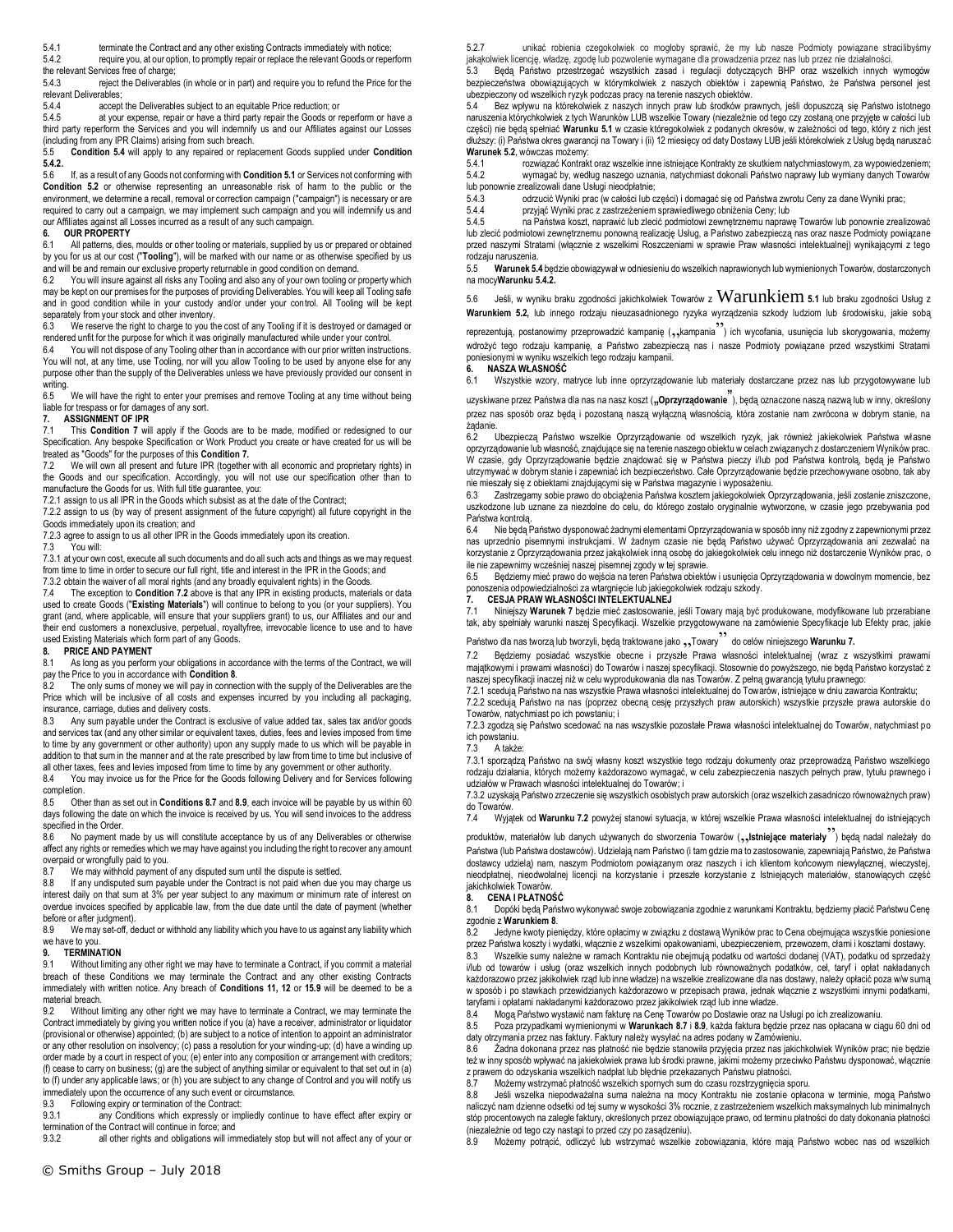5.4.1 terminate the Contract and any other existing Contracts immediately with notice;

5.4.2 require you, at our option, to promptly repair or replace the relevant Goods or reperform the relevant Services free of charge;

5.4.3 reject the Deliverables (in whole or in part) and require you to refund the Price for the relevant Deliverables;

5.4.4 accept the Deliverables subject to an equitable Price reduction; or

5.4.5 at your expense, repair or have a third party repair the Goods or reperform or have a third party reperform the Services and you will indemnify us and our Affiliates against our Losses (including from any IPR Claims) arising from such breach.

5.5 **Condition 5.4** will apply to any repaired or replacement Goods supplied under **Condition 5.4.2.**

5.6 If, as a result of any Goods not conforming with **Condition 5.1** or Services not conforming with **Condition 5.2** or otherwise representing an unreasonable risk of harm to the public or the environment, we determine a recall, removal or correction campaign ("campaign") is necessary or are required to carry out a campaign, we may implement such campaign and you will indemnify us and our Affiliates against all Losses incurred as a result of any such campaign.

**6. OUR PROPERTY**

6.1 All patterns, dies, moulds or other tooling or materials, supplied by us or prepared or obtained by you for us at our cost ("**Tooling**"), will be marked with our name or as otherwise specified by us and will be and remain our exclusive property returnable in good condition on demand.

6.2 You will insure against all risks any Tooling and also any of your own tooling or property which may be kept on our premises for the purposes of providing Deliverables. You will keep all Tooling safe and in good condition while in your custody and/or under your control. All Tooling will be kept separately from your stock and other inventory.

6.3 We reserve the right to charge to you the cost of any Tooling if it is destroyed or damaged or rendered unfit for the purpose for which it was originally manufactured while under your control.

6.4 You will not dispose of any Tooling other than in accordance with our prior written instructions. You will not, at any time, use Tooling, nor will you allow Tooling to be used by anyone else for any purpose other than the supply of the Deliverables unless we have previously provided our consent in writing.

6.5 We will have the right to enter your premises and remove Tooling at any time without being liable for trespass or for damages of any sort.

**7. ASSIGNMENT OF IPR**

7.1 This **Condition 7** will apply if the Goods are to be made, modified or redesigned to our Specification. Any bespoke Specification or Work Product you create or have created for us will be treated as "Goods" for the purposes of this **Condition 7.**

7.2 We will own all present and future IPR (together with all economic and proprietary rights) in the Goods and our specification. Accordingly, you will not use our specification other than to manufacture the Goods for us. With full title guarantee, you:

7.2.1 assign to us all IPR in the Goods which subsist as at the date of the Contract;

7.2.2 assign to us (by way of present assignment of the future copyright) all future copyright in the Goods immediately upon its creation; and

7.2.3 agree to assign to us all other IPR in the Goods immediately upon its creation.

7.3 You will:

7.3.1 at your own cost, execute all such documents and do all such acts and things as we may request from time to time in order to secure our full right, title and interest in the IPR in the Goods; and

7.3.2 obtain the waiver of all moral rights (and any broadly equivalent rights) in the Goods.

7.4 The exception to **Condition 7.2** above is that any IPR in existing products, materials or data used to create Goods ("**Existing Materials**") will continue to belong to you (or your suppliers). You grant (and, where applicable, will ensure that your suppliers grant) to us, our Affiliates and our and their end customers a nonexclusive, perpetual, royaltyfree, irrevocable licence to use and to have used Existing Materials which form part of any Goods.

**8. PRICE AND PAYMENT**

8.1 As long as you perform your obligations in accordance with the terms of the Contract, we will pay the Price to you in accordance with **Condition 8**.

8.2 The only sums of money we will pay in connection with the supply of the Deliverables are the Price which will be inclusive of all costs and expenses incurred by you including all packaging, insurance, carriage, duties and delivery costs.

8.3 Any sum payable under the Contract is exclusive of value added tax, sales tax and/or goods and services tax (and any other similar or equivalent taxes, duties, fees and levies imposed from time to time by any government or other authority) upon any supply made to us which will be payable in addition to that sum in the manner and at the rate prescribed by law from time to time but inclusive of all other taxes, fees and levies imposed from time to time by any government or other authority.

8.4 You may invoice us for the Price for the Goods following Delivery and for Services following completion.

8.5 Other than as set out in **Conditions 8.7** and **8.9**, each invoice will be payable by us within 60 days following the date on which the invoice is received by us. You will send invoices to the address specified in the Order.

8.6 No payment made by us will constitute acceptance by us of any Deliverables or otherwise affect any rights or remedies which we may have against you including the right to recover any amount overpaid or wrongfully paid to you.

8.7 We may withhold payment of any disputed sum until the dispute is settled.

8.8 If any undisputed sum payable under the Contract is not paid when due you may charge us interest daily on that sum at 3% per year subject to any maximum or minimum rate of interest on overdue invoices specified by applicable law, from the due date until the date of payment (whether before or after judgment).

8.9 We may set-off, deduct or withhold any liability which you have to us against any liability which we have to you.

**9. TERMINATION**

9.1 Without limiting any other right we may have to terminate a Contract, if you commit a material breach of these Conditions we may terminate the Contract and any other existing Contracts immediately with written notice. Any breach of **Conditions 11, 12** or **15.9** will be deemed to be a material breach.

9.2 Without limiting any other right we may have to terminate a Contract, we may terminate the Contract immediately by giving you written notice if you (a) have a receiver, administrator or liquidator (provisional or otherwise) appointed; (b) are subject to a notice of intention to appoint an administrator or any other resolution on insolvency; (c) pass a resolution for your winding-up; (d) have a winding up order made by a court in respect of you; (e) enter into any composition or arrangement with creditors; (f) cease to carry on business; (g) are the subject of anything similar or equivalent to that set out in (a) to (f) under any applicable laws; or (h) you are subject to any change of Control and you will notify us immediately upon the occurrence of any such event or circumstance.

9.3 Following expiry or termination of the Contract:

9.3.1 any Conditions which expressly or impliedly continue to have effect after expiry or termination of the Contract will continue in force; and

9.3.2 all other rights and obligations will immediately stop but will not affect any of your or

5.2.7 unikać robienia czegokolwiek co mogłoby sprawić, że my lub nasze Podmioty powiązane stracilibyśmy jakąkolwiek licencję, władzę, zgodę lub pozwolenie wymagane dla prowadzenia przez nas lub przez nie działalności.

5.3 Będą Państwo przestrzegać wszystkich zasad i regulacji dotyczących BHP oraz wszelkich innych wymogów bezpieczeństwa obowiązujących w którymkolwiek z naszych obiektów i zapewnią Państwo, że Państwa personel jest ubezpieczony od wszelkich ryzyk podczas pracy na terenie naszych obiektów.

5.4 Bez wpływu na którekolwiek z naszych innych praw lub środków prawnych, jeśli dopuszczą się Państwo istotnego naruszenia którychkolwiek z tych Warunków LUB wszelkie Towary (niezależnie od tego czy zostaną one przyjęte w całości lub części) nie będą spełniać **Warunku 5.1** w czasie któregokolwiek z podanych okresów, w zależności od tego, który z nich jest dłuższy: (i) Państwa okres gwarancji na Towary i (ii) 12 miesięcy od daty Dostawy LUB jeśli którekolwiek z Usług będą naruszać **Warunek 5.2**, wówczas możemy:

5.4.1 rozwiązać Kontrakt oraz wszelkie inne istniejące Kontrakty ze skutkiem natychmiastowym, za wypowiedzeniem;

5.4.2 wymagać by, według naszego uznania, natychmiast dokonali Państwo naprawy lub wymiany danych Towarów lub ponownie zrealizowali dane Usługi nieodpłatnie;

5.4.3 odrzucić Wyniki prac (w całości lub części) i domagać się od Państwa zwrotu Ceny za dane Wyniki prac;

5.4.4 przyjąć Wyniki prac z zastrzeżeniem sprawiedliwego obniżenia Ceny; lub

5.4.5 na Państwa koszt, naprawić lub zlecić podmiotowi zewnętrznemu naprawę Towarów lub ponownie zrealizować lub zlecić podmiotowi zewnętrznemu ponowną realizację Usług, a Państwo zabezpieczą nas oraz nasze Podmioty powiązane przed naszymi Stratami (włącznie z wszelkimi Roszczeniami w sprawie Praw własności intelektualnej) wynikającymi z tego rodzaju naruszenia.

5.5 **Warunek 5.4** będzie obowiązywał w odniesieniu do wszelkich naprawionych lub wymienionych Towarów, dostarczonych na mocy **Warunku 5.4.2.**

5.6 Jeśli, w wyniku braku zgodności jakichkolwiek Towarów z Warunkiem **5.1** lub braku zgodności Usług z **Warunkiem 5.2,** lub innego rodzaju nieuzasadnionego ryzyka wyrządzenia szkody ludziom lub środowisku, jakie sobą reprezentują, postanowimy przeprowadzić kampanię („kampania") ich wycofania, usunięcia lub skorygowania, możemy wdrożyć tego rodzaju kampanię, a Państwo zabezpieczą nas i nasze Podmioty powiązane przed wszystkimi Stratami poniesionymi w wyniku wszelkich tego rodzaju kampanii.

**6. NASZA WŁASNOŚĆ**

6.1 Wszystkie wzory, matryce lub inne oprzyrządowanie lub materiały dostarczane przez nas lub przygotowywane lub uzyskiwane przez Państwa dla nas na nasz koszt („**Oprzyrządowanie**"), będą oznaczone naszą nazwą lub w inny, określony przez nas sposób oraz będą i pozostaną naszą wyłączną własnością, która zostanie nam zwrócona w dobrym stanie, na żądanie.

6.2 Ubezpieczą Państwo wszelkie Oprzyrządowanie od wszelkich ryzyk, jak również jakiekolwiek Państwa własne oprzyrządowanie lub własność, znajdujące się na terenie naszego obiektu w celach związanych z dostarczeniem Wyników prac. W czasie, gdy Oprzyrządowanie będzie znajdować się w Państwa pieczy i/lub pod Państwa kontrolą, będą je Państwo utrzymywać w dobrym stanie i zapewniać ich bezpieczeństwo. Całe Oprzyrządowanie będzie przechowywane osobno, tak aby nie mieszały się z obiektami znajdującymi się w Państwa magazynie i wyposażeniu.

6.3 Zastrzegamy sobie prawo do obciążenia Państwa kosztem jakiegokolwiek Oprzyrządowania, jeśli zostanie zniszczone, uszkodzone lub uznane za niezdolne do celu, do którego zostało oryginalnie wytworzone, w czasie jego przebywania pod Państwa kontrolą.

6.4 Nie będą Państwo dysponować żadnymi elementami Oprzyrządowania w sposób inny niż zgodny z zapewnionymi przez nas uprzednio pisemnymi instrukcjami. W żadnym czasie nie będą Państwo używać Oprzyrządowania ani zezwalać na korzystanie z Oprzyrządowania przez jakąkolwiek inną osobę do jakiegokolwiek celu innego niż dostarczenie Wyników prac, o ile nie zapewnimy wcześniej naszej pisemnej zgody w tej sprawie.

6.5 Będziemy mieć prawo do wejścia na teren Państwa obiektów i usunięcia Oprzyrządowania w dowolnym momencie, bez ponoszenia odpowiedzialności za wtargnięcie lub jakiegokolwiek rodzaju szkody.

**7. CESJA PRAW WŁASNOŚCI INTELEKTUALNEJ**

7.1 Niniejszy **Warunek 7** będzie mieć zastosowanie, jeśli Towary mają być produkowane, modyfikowane lub przerabiane tak, aby spełniały warunki naszej Specyfikacji. Wszelkie przygotowywane na zamówienie Specyfikacje lub Efekty prac, jakie Państwo dla nas tworzą lub tworzyli, będą traktowane jako „Towary" do celów niniejszego **Warunku 7.**

7.2 Będziemy posiadać wszystkie obecne i przyszłe Prawa własności intelektualnej (wraz z wszystkimi prawami majątkowymi i prawami własności) do Towarów i naszej specyfikacji. Stosownie do powyższego, nie będą Państwo korzystać z naszej specyfikacji inaczej niż w celu wyprodukowania dla nas Towarów. Z pełną gwarancją tytułu prawnego:

7.2.1 scedują Państwo na nas wszystkie Prawa własności intelektualnej do Towarów, istniejące w dniu zawarcia Kontraktu;

7.2.2 scedują Państwo na nas (poprzez obecną cesję przyszłych praw autorskich) wszystkie przyszłe prawa autorskie do Towarów, natychmiast po ich powstaniu; i

7.2.3 zgodzą się Państwo scedować na nas wszystkie pozostałe Prawa własności intelektualnej do Towarów, natychmiast po ich powstaniu.

7.3 A także:

7.3.1 sporządzą Państwo na swój własny koszt wszystkie tego rodzaju dokumenty oraz przeprowadzą Państwo wszelkiego rodzaju działania, których możemy każdorazowo wymagać, w celu zabezpieczenia naszych pełnych praw, tytułu prawnego i udziałów w Prawach własności intelektualnej do Towarów; i

7.3.2 uzyskają Państwo zrzeczenie się wszystkich osobistych praw autorskich (oraz wszelkich zasadniczo równoważnych praw) do Towarów.

7.4 Wyjątek od **Warunku 7.2** powyżej stanowi sytuacja, w której wszelkie Prawa własności intelektualnej do istniejących produktów, materiałów lub danych używanych do stworzenia Towarów („**Istniejące materiały**") będą nadal należały do Państwa (lub Państwa dostawców). Udzielają nam Państwo (i tam gdzie ma to zastosowanie, zapewniają Państwo, że Państwa dostawcy udzielą) nam, naszym Podmiotom powiązanym oraz naszych i ich klientom końcowym niewyłącznej, wieczystej, nieodpłatnej, nieodwołalnej licencji na korzystanie i przeszłe korzystanie z Istniejących materiałów, stanowiących część jakichkolwiek Towarów.

**8. CENA I PŁATNOŚĆ**

8.1 Dopóki będą Państwo wykonywać swoje zobowiązania zgodnie z warunkami Kontraktu, będziemy płacić Państwu Cenę zgodnie z **Warunkiem 8**.

8.2 Jedyne kwoty pieniędzy, które opłacimy w związku z dostawą Wyników prac to Cena obejmująca wszystkie poniesione przez Państwa koszty i wydatki, włącznie z wszelkimi opakowaniami, ubezpieczeniem, przewozem, cłami i kosztami dostawy.

8.3 Wszelkie sumy należne w ramach Kontraktu nie obejmują podatku od wartości dodanej (VAT), podatku od sprzedaży i/lub od towarów i usług (oraz wszelkich innych podobnych lub równoważnych podatków, ceł, taryf i opłat nakładanych każdorazowo przez jakikolwiek rząd lub inne władze) na wszelkie zrealizowane dla nas dostawy, należy opłacić poza w/w sumą w sposób i po stawkach przewidzianych każdorazowo w przepisach prawa, jednak włącznie z wszystkimi innymi podatkami, taryfami i opłatami nakładanymi każdorazowo przez jakikolwiek rząd lub inne władze.

8.4 Mogą Państwo wystawić nam fakturę na Cenę Towarów po Dostawie oraz na Usługi po ich zrealizowaniu.

8.5 Poza przypadkami wymienionymi w **Warunkach 8.7** i **8.9**, każda faktura będzie przez nas opłacana w ciągu 60 dni od daty otrzymania przez nas faktury. Faktury należy wysyłać na adres podany w Zamówieniu.

8.6 Żadna dokonana przez nas płatność nie będzie stanowiła przyjęcia przez nas jakichkolwiek Wyników prac; nie będzie też w inny sposób wpływać na jakiekolwiek prawa lub środki prawne, jakimi możemy przeciwko Państwu dysponować, włącznie z prawem do odzyskania wszelkich nadpłat lub błędnie przekazanych Państwu płatności.

8.7 Możemy wstrzymać płatność wszelkich spornych sum do czasu rozstrzygnięcia sporu.

8.8 Jeśli wszelka niepodważalna suma należna na mocy Kontraktu nie zostanie opłacona w terminie, mogą Państwo naliczyć nam dzienne odsetki od tej sumy w wysokości 3% rocznie, z zastrzeżeniem wszelkich maksymalnych lub minimalnych stóp procentowych na zaległe faktury, określonych przez obowiązujące prawo, od terminu płatności do daty dokonania płatności (niezależnie od tego czy nastąpi to przed czy po zasądzeniu).

8.9 Możemy potrącić, odliczyć lub wstrzymać wszelkie zobowiązania, które mają Państwo wobec nas od wszelkich

© Smiths Group – July 2018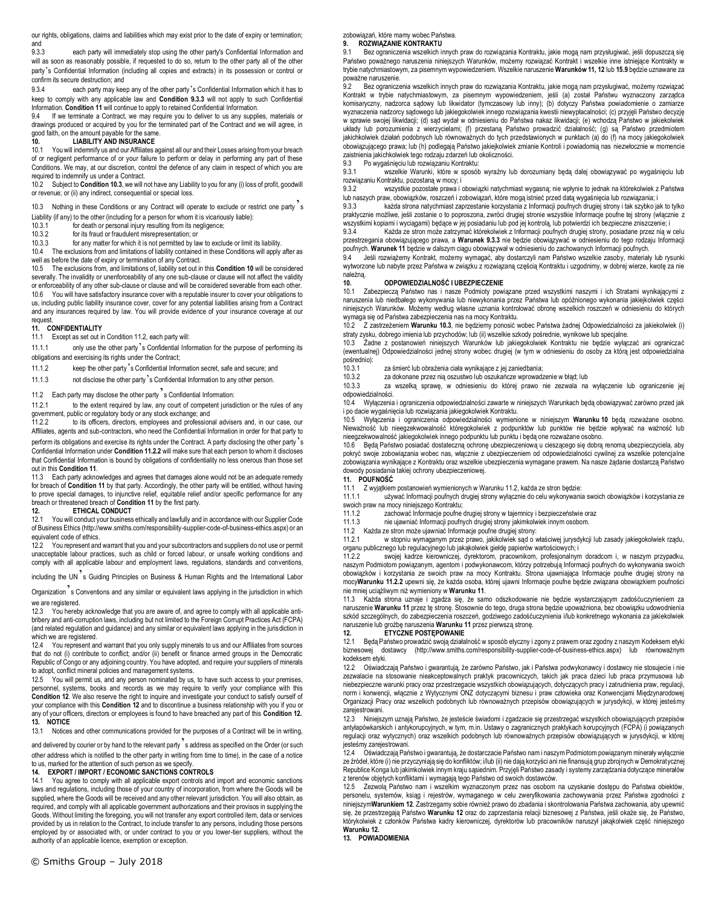our rights, obligations, claims and liabilities which may exist prior to the date of expiry or termination; and

9.3.3 each party will immediately stop using the other party's Confidential Information and will as soon as reasonably possible, if requested to do so, return to the other party all of the other party's Confidential Information (including all copies and extracts) in its possession or control or confirm its secure destruction; and

9.3.4 each party may keep any of the other party's Confidential Information which it has to keep to comply with any applicable law and **Condition 9.3.3** will not apply to such Confidential Information. **Condition 11** will continue to apply to retained Confidential Information.

9.4 If we terminate a Contract, we may require you to deliver to us any supplies, materials or drawings produced or acquired by you for the terminated part of the Contract and we will agree, in good faith, on the amount payable for the same.

## 10. LIABILITY AND INSURANCE

10.1 You will indemnify us and our Affiliates against all our and their Losses arising from your breach of or negligent performance of or your failure to perform or delay in performing any part of these Conditions. We may, at our discretion, control the defence of any claim in respect of which you are required to indemnify us under a Contract.

10.2 Subject to **Condition 10.3**, we will not have any Liability to you for any (i) loss of profit, goodwill or revenue; or (ii) any indirect, consequential or special loss.

10.3 Nothing in these Conditions or any Contract will operate to exclude or restrict one party's Liability (if any) to the other (including for a person for whom it is vicariously liable):

10.3.1 for death or personal injury resulting from its negligence;

10.3.2 for its fraud or fraudulent misrepresentation; or

10.3.3 for any matter for which it is not permitted by law to exclude or limit its liability.

10.4 The exclusions from and limitations of liability contained in these Conditions will apply after as well as before the date of expiry or termination of any Contract.

10.5 The exclusions from, and limitations of, liability set out in this **Condition 10** will be considered severally. The invalidity or unenforceability of any one sub-clause or clause will not affect the validity or enforceability of any other sub-clause or clause and will be considered severable from each other.

10.6 You will have satisfactory insurance cover with a reputable insurer to cover your obligations to us, including public liability insurance cover, cover for any potential liabilities arising from a Contract and any insurances required by law. You will provide evidence of your insurance coverage at our request.

## 11. CONFIDENTIALITY

11.1 Except as set out in Condition 11.2, each party will:

11.1.1 only use the other party's Confidential Information for the purpose of performing its obligations and exercising its rights under the Contract;

11.1.2 keep the other party's Confidential Information secret, safe and secure; and

11.1.3 not disclose the other party's Confidential Information to any other person.

11.2 Each party may disclose the other party's Confidential Information:

11.2.1 to the extent required by law, any court of competent jurisdiction or the rules of any government, public or regulatory body or any stock exchange; and

11.2.2 to its officers, directors, employees and professional advisers and, in our case, our Affiliates, agents and sub-contractors, who need the Confidential Information in order for that party to perform its obligations and exercise its rights under the Contract. A party disclosing the other party's Confidential Information under **Condition 11.2.2** will make sure that each person to whom it discloses that Confidential Information is bound by obligations of confidentiality no less onerous than those set out in this **Condition 11**.

11.3 Each party acknowledges and agrees that damages alone would not be an adequate remedy for breach of **Condition 11** by that party. Accordingly, the other party will be entitled, without having to prove special damages, to injunctive relief, equitable relief and/or specific performance for any breach or threatened breach of **Condition 11** by the first party.

## 12. ETHICAL CONDUCT

12.1 You will conduct your business ethically and lawfully and in accordance with our Supplier Code of Business Ethics (http://www.smiths.com/responsibility-supplier-code-of-business-ethics.aspx) or an equivalent code of ethics.

12.2 You represent and warrant that you and your subcontractors and suppliers do not use or permit unacceptable labour practices, such as child or forced labour, or unsafe working conditions and comply with all applicable labour and employment laws, regulations, standards and conventions, including the UN's Guiding Principles on Business & Human Rights and the International Labor Organization's Conventions and any similar or equivalent laws applying in the jurisdiction in which we are registered.

12.3 You hereby acknowledge that you are aware of, and agree to comply with all applicable anti-bribery and anti-corruption laws, including but not limited to the Foreign Corrupt Practices Act (FCPA) (and related regulation and guidance) and any similar or equivalent laws applying in the jurisdiction in which we are registered.

12.4 You represent and warrant that you only supply minerals to us and our Affiliates from sources that do not (i) contribute to conflict; and/or (ii) benefit or finance armed groups in the Democratic Republic of Congo or any adjoining country. You have adopted, and require your suppliers of minerals to adopt, conflict mineral policies and management systems.

12.5 You will permit us, and any person nominated by us, to have such access to your premises, personnel, systems, books and records as we may require to verify your compliance with this **Condition 12**. We also reserve the right to inquire and investigate your conduct to satisfy ourself of your compliance with this **Condition 12** and to discontinue a business relationship with you if you or any of your officers, directors or employees is found to have breached any part of this **Condition 12.**

## 13. NOTICE

13.1 Notices and other communications provided for the purposes of a Contract will be in writing, and delivered by courier or by hand to the relevant party's address as specified on the Order (or such other address which is notified to the other party in writing from time to time), in the case of a notice to us, marked for the attention of such person as we specify.

## 14. EXPORT / IMPORT / ECONOMIC SANCTIONS CONTROLS

14.1 You agree to comply with all applicable export controls and import and economic sanctions laws and regulations, including those of your country of incorporation, from where the Goods will be supplied, where the Goods will be received and any other relevant jurisdiction. You will also obtain, as required, and comply with all applicable government authorizations and their provisos in supplying the Goods. Without limiting the foregoing, you will not transfer any export controlled item, data or services provided by us in relation to the Contract, to include transfer to any persons, including those persons employed by or associated with, or under contract to you or you lower-tier suppliers, without the authority of an applicable licence, exemption or exception.

zobowiązań, które mamy wobec Państwa.

## 9. ROZWIĄZANIE KONTRAKTU

9.1 Bez ograniczenia wszelkich innych praw do rozwiązania Kontraktu, jakie mogą nam przysługiwać, jeśli dopuszczą się Państwo poważnego naruszenia niniejszych Warunków, możemy rozwiązać Kontrakt i wszelkie inne istniejące Kontrakty w trybie natychmiastowym, za pisemnym wypowiedzeniem. Wszelkie naruszenie **Warunków 11, 12** lub **15.9** będzie uznawane za poważne naruszenie.

9.2 Bez ograniczenia wszelkich innych praw do rozwiązania Kontraktu, jakie mogą nam przysługiwać, możemy rozwiązać Kontrakt w trybie natychmiastowym, za pisemnym wypowiedzeniem, jeśli (a) został Państwu wyznaczony zarządca komisaryczny, nadzorca sądowy lub likwidator (tymczasowy lub inny); (b) dotyczy Państwa powiadomienie o zamiarze wyznaczenia nadzorcy sądowego lub jakiegokolwiek innego rozwiązania kwestii niewypłacalności; (c) przyjęli Państwo decyzję w sprawie swojej likwidacji; (d) sąd wydał w odniesieniu do Państwa nakaz likwidacji; (e) wchodzą Państwo w jakiekolwiek układy lub porozumienia z wierzycielami; (f) przestaną Państwo prowadzić działalność; (g) są Państwo przedmiotem jakichkolwiek działań podobnych lub równoważnych do tych przedstawionych w punktach (a) do (f) na mocy jakiegokolwiek obowiązującego prawa; lub (h) podlegają Państwo jakiejkolwiek zmianie Kontroli i powiadomią nas niezwłocznie w momencie zaistnienia jakichkolwiek tego rodzaju zdarzeń lub okoliczności.

9.3 Po wygaśnięciu lub rozwiązaniu Kontraktu:

9.3.1 wszelkie Warunki, które w sposób wyraźny lub dorozumiany będą dalej obowiązywać po wygaśnięciu lub rozwiązaniu Kontraktu, pozostaną w mocy; i

9.3.2 wszystkie pozostałe prawa i obowiązki natychmiast wygasną; nie wpłynie to jednak na którekolwiek z Państwa lub naszych praw, obowiązków, roszczeń i zobowiązań, które mogą istnieć przed datą wygaśnięcia lub rozwiązania; i

9.3.3 każda strona natychmiast zaprzestanie korzystania z Informacji poufnych drugiej strony i tak szybko jak to tylko praktycznie możliwe, jeśli zostanie o to poproszona, zwróci drugiej stronie wszystkie Informacje poufne tej strony (włącznie z wszystkimi kopiami i wyciągami) będące w jej posiadaniu lub pod jej kontrolą, lub potwierdzi ich bezpieczne zniszczenie; i

9.3.4 Każda ze stron może zatrzymać którekolwiek z Informacji poufnych drugiej strony, posiadane przez nią w celu przestrzegania obowiązującego prawa, a **Warunek 9.3.3** nie będzie obowiązywać w odniesieniu do tego rodzaju Informacji poufnych. **Warunek 11** będzie w dalszym ciągu obowiązywał w odniesieniu do zachowanych Informacji poufnych.

9.4 Jeśli rozwiążemy Kontrakt, możemy wymagać, aby dostarczyli nam Państwo wszelkie zasoby, materiały lub rysunki wytworzone lub nabyte przez Państwa w związku z rozwiązaną częścią Kontraktu i uzgodnimy, w dobrej wierze, kwotę za nie należną.

## 10. ODPOWIEDZIALNOŚĆ I UBEZPIECZENIE

10.1 Zabezpieczą Państwo nas i nasze Podmioty powiązane przed wszystkimi naszymi i ich Stratami wynikającymi z naruszenia lub niedbałego wykonywania lub niewykonania przez Państwa lub opóźnionego wykonania jakiejkolwiek części niniejszych Warunków. Możemy według własnej uznania kontrolować obronę wszelkich roszczeń w odniesieniu do których wymaga się od Państwa zabezpieczenia nas na mocy Kontraktu.

10.2 Z zastrzeżeniem **Warunku 10.3**, nie będziemy ponosić wobec Państwa żadnej Odpowiedzialności za jakiekolwiek (i) straty zysku, dobrego imienia lub przychodów; lub (ii) wszelkie szkody pośrednie, wynikowe lub specjalne.

10.3 Żadne z postanowień niniejszych Warunków lub jakiegokolwiek Kontraktu nie będzie wyłączać ani ograniczać (ewentualnej) Odpowiedzialności jednej strony wobec drugiej (w tym w odniesieniu do osoby za którą jest odpowiedzialna pośrednio):

10.3.1 za śmierć lub obrażenia ciała wynikające z jej zaniedbania;

10.3.2 za dokonane przez nią oszustwo lub oszukańcze wprowadzenie w błąd; lub

10.3.3 za wszelką sprawę, w odniesieniu do której prawo nie zezwala na wyłączenie lub ograniczenie jej odpowiedzialności.

10.4 Wyłączenia i ograniczenia odpowiedzialności zawarte w niniejszych Warunkach będą obowiązywać zarówno przed jak i po dacie wygaśnięcia lub rozwiązania jakiegokolwiek Kontraktu.

10.5 Wyłączenia i ograniczenia odpowiedzialności wymienione w niniejszym **Warunku 10** będą rozważane osobno. Nieważność lub nieegzekwowalność któregokolwiek z podpunktów lub punktów nie będzie wpływać na ważność lub nieegzekwowalność jakiegokolwiek innego podpunktu lub punktu i będą one rozważane osobno.

10.6 Będą Państwo posiadać dostateczną ochronę ubezpieczeniową u cieszącego się dobrą renomą ubezpieczyciela, aby pokryć swoje zobowiązania wobec nas, włącznie z ubezpieczeniem od odpowiedzialności cywilnej za wszelkie potencjalne zobowiązania wynikające z Kontraktu oraz wszelkie ubezpieczenia wymagane prawem. Na nasze żądanie dostarczą Państwo dowody posiadania takiej ochrony ubezpieczeniowej.

## 11. POUFNOŚĆ

11.1 Z wyjątkiem postanowień wymienionych w Warunku 11.2, każda ze stron będzie:

11.1.1 używać Informacji poufnych drugiej strony wyłącznie do celu wykonywania swoich obowiązków i korzystania ze swoich praw na mocy niniejszego Kontraktu;

11.1.2 zachować Informacje poufne drugiej strony w tajemnicy i bezpieczeństwie oraz

11.1.3 nie ujawniać Informacji poufnych drugiej strony jakimkolwiek innym osobom.

11.2 Każda ze stron może ujawniać Informacje poufne drugiej strony:

11.2.1 w stopniu wymaganym przez prawo, jakikolwiek sąd o właściwej jurysdykcji lub zasady jakiegokolwiek rządu, organu publicznego lub regulacyjnego lub jakąkolwiek giełdę papierów wartościowych; i

11.2.2 swojej kadrze kierowniczej, dyrektorom, pracownikom, profesjonalnym doradcom i, w naszym przypadku, naszym Podmiotom powiązanym, agentom i podwykonawcom, którzy potrzebują Informacji poufnych do wykonywania swoich obowiązków i korzystania ze swoich praw na mocy Kontraktu. Strona ujawniająca Informacje poufne drugiej strony na mocy**Warunku 11.2.2** upewni się, że każda osoba, której ujawni Informacje poufne będzie związana obowiązkiem poufności nie mniej uciążliwym niż wymieniony w **Warunku 11**.

11.3 Każda strona uznaje i zgadza się, że samo odszkodowanie nie będzie wystarczającym zadośćuczynieniem za naruszenie **Warunku 11** przez tę stronę. Stosownie do tego, druga strona będzie upoważniona, bez obowiązku udowodnienia szkód szczególnych, do zabezpieczenia roszczeń, godziwego zadośćuczynienia i/lub konkretnego wykonania za jakiekolwiek naruszenie lub groźbę naruszenia **Warunku 11** przez pierwszą stronę.

## 12. ETYCZNE POSTĘPOWANIE

12.1 Będą Państwo prowadzić swoją działalność w sposób etyczny i zgodny z prawem oraz zgodny z naszym Kodeksem etyki biznesowej dostawcy (http://www.smiths.com/responsibility-supplier-code-of-business-ethics.aspx) lub równoważnym kodeksem etyki.

12.2 Oświadczają Państwo i gwarantują, że zarówno Państwo, jak i Państwa podwykonawcy i dostawcy nie stosujecie i nie zezwalacie na stosowanie nieakceptowalnych praktyk pracowniczych, takich jak praca dzieci lub praca przymusowa lub niebezpieczne warunki pracy oraz przestrzegacie wszystkich obowiązujących, dotyczących pracy i zatrudnienia praw, regulacji, norm i konwencji, włącznie z Wytycznymi ONZ dotyczącymi biznesu i praw człowieka oraz Konwencjami Międzynarodowej Organizacji Pracy oraz wszelkich podobnych lub równoważnych przepisów obowiązujących w jurysdykcji, w której jesteśmy zarejestrowani.

12.3 Niniejszym uznają Państwo, że jesteście świadomi i zgadzacie się przestrzegać wszystkich obowiązujących przepisów antyłapówkarskich i antykorupcyjnych, w tym, m.in. Ustawy o zagranicznych praktykach korupcyjnych (FCPA) (i powiązanych regulacji oraz wytycznych) oraz wszelkich podobnych lub równoważnych przepisów obowiązujących w jurysdykcji, w której jesteśmy zarejestrowani.

12.4 Oświadczają Państwo i gwarantują, że dostarczacie Państwo nam i naszym Podmiotom powiązanym minerały wyłącznie ze źródeł, które (i) nie przyczyniają się do konfliktów; i/lub (ii) nie dają korzyści ani nie finansują grup zbrojnych w Demokratycznej Republice Konga lub jakimkolwiek innym kraju sąsiednim. Przyjęli Państwo zasady i systemy zarządzania dotyczące minerałów z terenów objętych konfliktami i wymagają tego Państwo od swoich dostawców.

12.5 Zezwolą Państwo nam i wszelkim wyznaczonym przez nas osobom na uzyskanie dostępu do Państwa obiektów, personelu, systemów, ksiąg i rejestrów, wymaganego w celu zweryfikowania zachowywania przez Państwa zgodności z niniejszym**Warunkiem 12**. Zastrzegamy sobie również prawo do zbadania i skontrolowania Państwa zachowania, aby upewnić się, że przestrzegają Państwo **Warunku 12** oraz do zaprzestania relacji biznesowej z Państwem, jeśli okaże się, że Państwo, którykolwiek z członków Państwa kadry kierowniczej, dyrektorów lub pracowników naruszył jakąkolwiek część niniejszego **Warunku 12.**

## 13. POWIADOMIENIA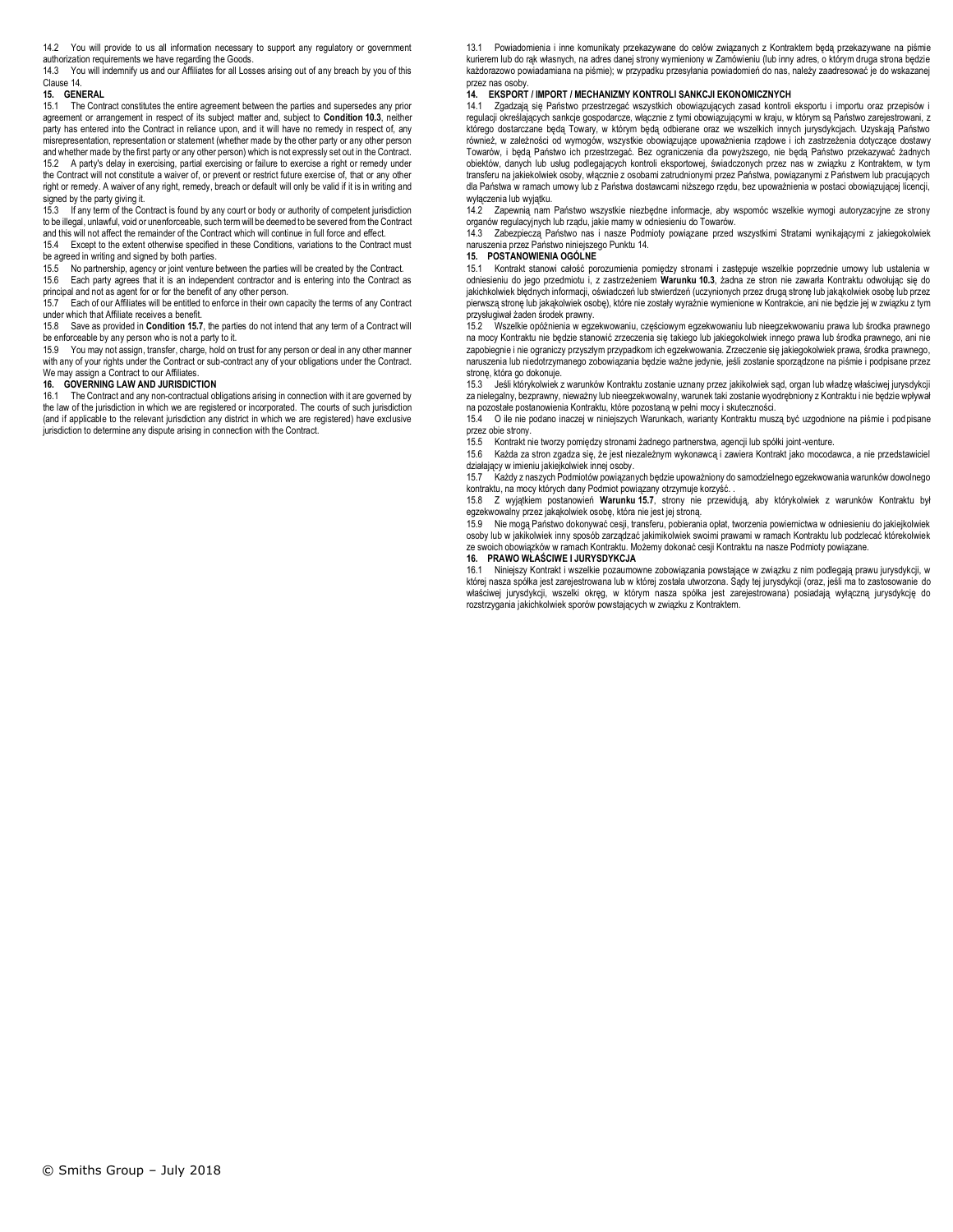14.2 You will provide to us all information necessary to support any regulatory or government authorization requirements we have regarding the Goods.

14.3 You will indemnify us and our Affiliates for all Losses arising out of any breach by you of this Clause 14.

**15. GENERAL**

15.1 The Contract constitutes the entire agreement between the parties and supersedes any prior agreement or arrangement in respect of its subject matter and, subject to **Condition 10.3**, neither party has entered into the Contract in reliance upon, and it will have no remedy in respect of, any misrepresentation, representation or statement (whether made by the other party or any other person and whether made by the first party or any other person) which is not expressly set out in the Contract.

15.2 A party's delay in exercising, partial exercising or failure to exercise a right or remedy under the Contract will not constitute a waiver of, or prevent or restrict future exercise of, that or any other right or remedy. A waiver of any right, remedy, breach or default will only be valid if it is in writing and signed by the party giving it.

15.3 If any term of the Contract is found by any court or body or authority of competent jurisdiction to be illegal, unlawful, void or unenforceable, such term will be deemed to be severed from the Contract and this will not affect the remainder of the Contract which will continue in full force and effect.

15.4 Except to the extent otherwise specified in these Conditions, variations to the Contract must be agreed in writing and signed by both parties.

15.5 No partnership, agency or joint venture between the parties will be created by the Contract.

15.6 Each party agrees that it is an independent contractor and is entering into the Contract as principal and not as agent for or for the benefit of any other person.

15.7 Each of our Affiliates will be entitled to enforce in their own capacity the terms of any Contract under which that Affiliate receives a benefit.

15.8 Save as provided in **Condition 15.7**, the parties do not intend that any term of a Contract will be enforceable by any person who is not a party to it.

15.9 You may not assign, transfer, charge, hold on trust for any person or deal in any other manner with any of your rights under the Contract or sub-contract any of your obligations under the Contract. We may assign a Contract to our Affiliates.

**16. GOVERNING LAW AND JURISDICTION**

16.1 The Contract and any non-contractual obligations arising in connection with it are governed by the law of the jurisdiction in which we are registered or incorporated. The courts of such jurisdiction (and if applicable to the relevant jurisdiction any district in which we are registered) have exclusive jurisdiction to determine any dispute arising in connection with the Contract.

13.1 Powiadomienia i inne komunikaty przekazywane do celów związanych z Kontraktem będą przekazywane na piśmie kurierem lub do rąk własnych, na adres danej strony wymieniony w Zamówieniu (lub inny adres, o którym druga strona będzie każdorazowo powiadamiana na piśmie); w przypadku przesyłania powiadomień do nas, należy zaadresować je do wskazanej przez nas osoby.

**14. EKSPORT / IMPORT / MECHANIZMY KONTROLI SANKCJI EKONOMICZNYCH**

14.1 Zgadzają się Państwo przestrzegać wszystkich obowiązujących zasad kontroli eksportu i importu oraz przepisów i regulacji określających sankcje gospodarcze, włącznie z tymi obowiązującymi w kraju, w którym są Państwo zarejestrowani, z którego dostarczane będą Towary, w którym będą odbierane oraz we wszelkich innych jurysdykcjach. Uzyskają Państwo również, w zależności od wymogów, wszystkie obowiązujące upoważnienia rządowe i ich zastrzeżenia dotyczące dostawy Towarów, i będą Państwo ich przestrzegać. Bez ograniczenia dla powyższego, nie będą Państwo przekazywać żadnych obiektów, danych lub usług podlegających kontroli eksportowej, świadczonych przez nas w związku z Kontraktem, w tym transferu na jakiekolwiek osoby, włącznie z osobami zatrudnionymi przez Państwa, powiązanymi z Państwem lub pracujących dla Państwa w ramach umowy lub z Państwa dostawcami niższego rzędu, bez upoważnienia w postaci obowiązującej licencji, wyłączenia lub wyjątku.

14.2 Zapewnią nam Państwo wszystkie niezbędne informacje, aby wspomóc wszelkie wymogi autoryzacyjne ze strony organów regulacyjnych lub rządu, jakie mamy w odniesieniu do Towarów.

14.3 Zabezpieczą Państwo nas i nasze Podmioty powiązane przed wszystkimi Stratami wynikającymi z jakiegokolwiek naruszenia przez Państwo niniejszego Punktu 14.

**15. POSTANOWIENIA OGÓLNE**

15.1 Kontrakt stanowi całość porozumienia pomiędzy stronami i zastępuje wszelkie poprzednie umowy lub ustalenia w odniesieniu do jego przedmiotu i, z zastrzeżeniem **Warunku 10.3**, żadna ze stron nie zawarła Kontraktu odwołując się do jakichkolwiek błędnych informacji, oświadczeń lub stwierdzeń (uczynionych przez drugą stronę lub jakąkolwiek osobę lub przez pierwszą stronę lub jakąkolwiek osobę), które nie zostały wyraźnie wymienione w Kontrakcie, ani nie będzie jej w związku z tym przysługiwał żaden środek prawny.

15.2 Wszelkie opóźnienia w egzekwowaniu, częściowym egzekwowaniu lub nieegzekwowaniu prawa lub środka prawnego na mocy Kontraktu nie będzie stanowić zrzeczenia się takiego lub jakiegokolwiek innego prawa lub środka prawnego, ani nie zapobiegnie i nie ograniczy przyszłym przypadkom ich egzekwowania. Zrzeczenie się jakiegokolwiek prawa, środka prawnego, naruszenia lub niedotrzymanego zobowiązania będzie ważne jedynie, jeśli zostanie sporządzone na piśmie i podpisane przez stronę, która go dokonuje.

15.3 Jeśli którykolwiek z warunków Kontraktu zostanie uznany przez jakikolwiek sąd, organ lub władzę właściwej jurysdykcji za nielegalny, bezprawny, nieważny lub nieegzekwowalny, warunek taki zostanie wyodrębniony z Kontraktu i nie będzie wpływał na pozostałe postanowienia Kontraktu, które pozostaną w pełni mocy i skuteczności.

15.4 O ile nie podano inaczej w niniejszych Warunkach, warianty Kontraktu muszą być uzgodnione na piśmie i podpisane przez obie strony.

15.5 Kontrakt nie tworzy pomiędzy stronami żadnego partnerstwa, agencji lub spółki joint-venture.

15.6 Każda ze stron zgadza się, że jest niezależnym wykonawcą i zawiera Kontrakt jako mocodawca, a nie przedstawiciel działający w imieniu jakiejkolwiek innej osoby.

15.7 Każdy z naszych Podmiotów powiązanych będzie upoważniony do samodzielnego egzekwowania warunków dowolnego kontraktu, na mocy których dany Podmiot powiązany otrzymuje korzyść. .

15.8 Z wyjątkiem postanowień **Warunku 15.7**, strony nie przewidują, aby którykolwiek z warunków Kontraktu był egzekwowalny przez jakąkolwiek osobę, która nie jest jej stroną.

15.9 Nie mogą Państwo dokonywać cesji, transferu, pobierania opłat, tworzenia powiernictwa w odniesieniu do jakiejkolwiek osoby lub w jakikolwiek inny sposób zarządzać jakimikolwiek swoimi prawami w ramach Kontraktu lub podzlecać którekolwiek ze swoich obowiązków w ramach Kontraktu. Możemy dokonać cesji Kontraktu na nasze Podmioty powiązane.

**16. PRAWO WŁAŚCIWE I JURYSDYKCJA**

16.1 Niniejszy Kontrakt i wszelkie pozaumowne zobowiązania powstające w związku z nim podlegają prawu jurysdykcji, w której nasza spółka jest zarejestrowana lub w której została utworzona. Sądy tej jurysdykcji (oraz, jeśli ma to zastosowanie do właściwej jurysdykcji, wszelki okręg, w którym nasza spółka jest zarejestrowana) posiadają wyłączną jurysdykcję do rozstrzygania jakichkolwiek sporów powstających w związku z Kontraktem.

© Smiths Group – July 2018